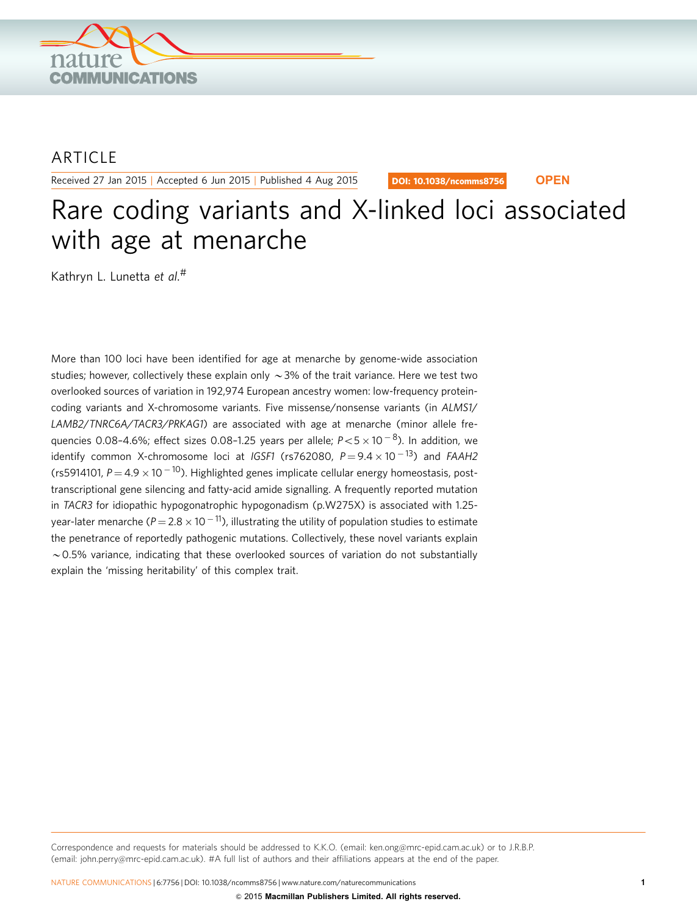ARTICLE

Received 27 Jan 2015 | Accepted 6 Jun 2015 | Published 4 Aug 2015

DOI: 10.1038/ncomms8756 **OPEN**

# Rare coding variants and X-linked loci associated with age at menarche

Kathryn L. Lunetta *et al.*[#]

More than 100 loci have been identified for age at menarche by genome-wide association studies; however, collectively these explain only ~3% of the trait variance. Here we test two overlooked sources of variation in 192,974 European ancestry women: low-frequency protein-coding variants and X-chromosome variants. Five missense/nonsense variants (in *ALMS1*/*LAMB2*/*TNRC6A*/*TACR3*/*PRKAG1*) are associated with age at menarche (minor allele frequencies 0.08–4.6%; effect sizes 0.08–1.25 years per allele; $P < 5 \times 10^{-8}$). In addition, we identify common X-chromosome loci at *IGSF1* (rs762080, $P = 9.4 \times 10^{-13}$) and *FAAH2* (rs5914101, $P = 4.9 \times 10^{-10}$). Highlighted genes implicate cellular energy homeostasis, post-transcriptional gene silencing and fatty-acid amide signalling. A frequently reported mutation in *TACR3* for idiopathic hypogonatrophic hypogonadism (p.W275X) is associated with 1.25-year-later menarche ($P = 2.8 \times 10^{-11}$), illustrating the utility of population studies to estimate the penetrance of reportedly pathogenic mutations. Collectively, these novel variants explain ~0.5% variance, indicating that these overlooked sources of variation do not substantially explain the 'missing heritability' of this complex trait.

Correspondence and requests for materials should be addressed to K.K.O. (email: ken.ong@mrc-epid.cam.ac.uk) or to J.R.B.P. (email: john.perry@mrc-epid.cam.ac.uk). #A full list of authors and their affiliations appears at the end of the paper.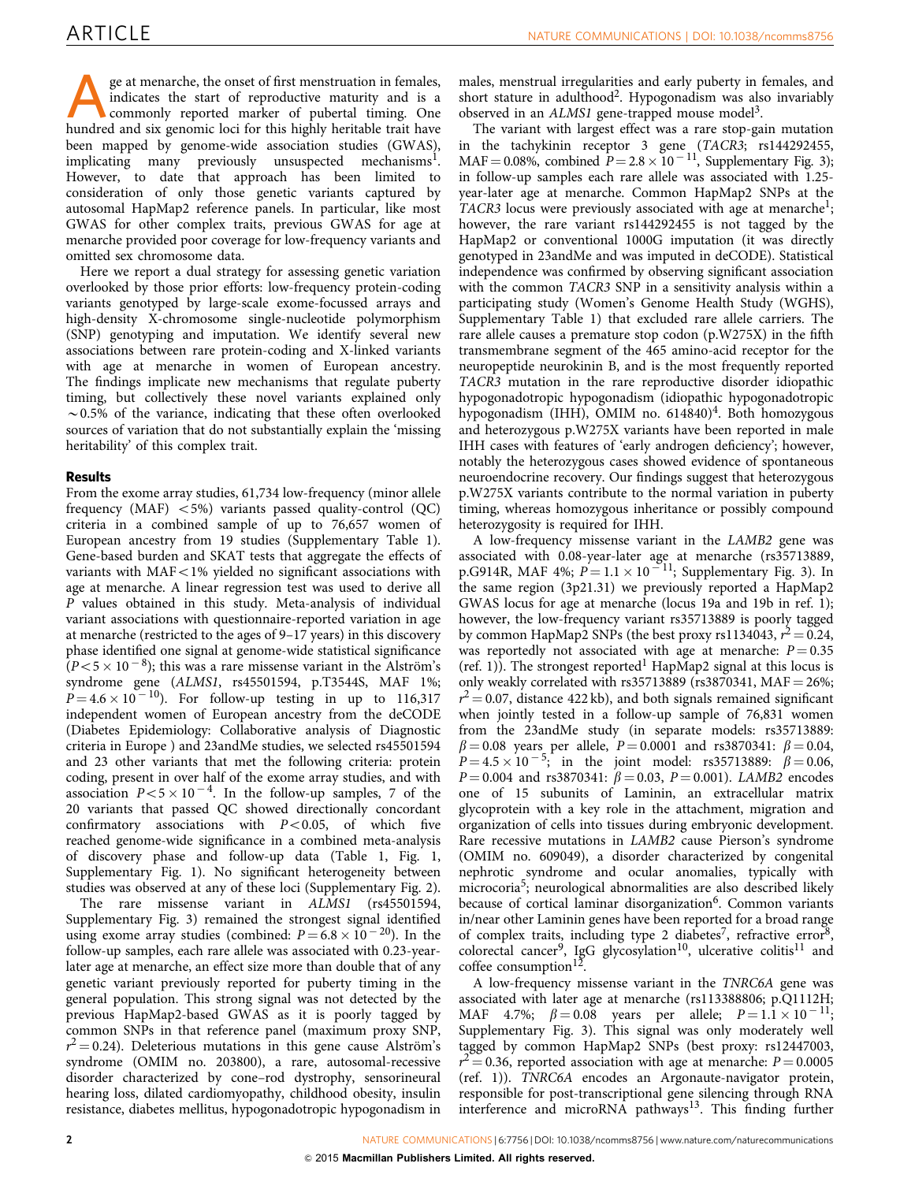Age at menarche, the onset of first menstruation in females, indicates the start of reproductive maturity and is a commonly reported marker of pubertal timing. One hundred and six genomic loci for this highly heritable trait have been mapped by genome-wide association studies (GWAS), implicating many previously unsuspected mechanisms[1]. However, to date that approach has been limited to consideration of only those genetic variants captured by autosomal HapMap2 reference panels. In particular, like most GWAS for other complex traits, previous GWAS for age at menarche provided poor coverage for low-frequency variants and omitted sex chromosome data.

Here we report a dual strategy for assessing genetic variation overlooked by those prior efforts: low-frequency protein-coding variants genotyped by large-scale exome-focussed arrays and high-density X-chromosome single-nucleotide polymorphism (SNP) genotyping and imputation. We identify several new associations between rare protein-coding and X-linked variants with age at menarche in women of European ancestry. The findings implicate new mechanisms that regulate puberty timing, but collectively these novel variants explained only ~0.5% of the variance, indicating that these often overlooked sources of variation that do not substantially explain the 'missing heritability' of this complex trait.

## Results

From the exome array studies, 61,734 low-frequency (minor allele frequency (MAF) <5%) variants passed quality-control (QC) criteria in a combined sample of up to 76,657 women of European ancestry from 19 studies (Supplementary Table 1). Gene-based burden and SKAT tests that aggregate the effects of variants with MAF<1% yielded no significant associations with age at menarche. A linear regression test was used to derive all $P$ values obtained in this study. Meta-analysis of individual variant associations with questionnaire-reported variation in age at menarche (restricted to the ages of 9–17 years) in this discovery phase identified one signal at genome-wide statistical significance ($P<5\times10^{-8}$); this was a rare missense variant in the Alström's syndrome gene (*ALMS1*, rs45501594, p.T3544S, MAF 1%; $P=4.6\times10^{-10}$). For follow-up testing in up to 116,317 independent women of European ancestry from the deCODE (Diabetes Epidemiology: Collaborative analysis of Diagnostic criteria in Europe ) and 23andMe studies, we selected rs45501594 and 23 other variants that met the following criteria: protein coding, present in over half of the exome array studies, and with association $P<5\times10^{-4}$. In the follow-up samples, 7 of the 20 variants that passed QC showed directionally concordant confirmatory associations with $P<0.05$, of which five reached genome-wide significance in a combined meta-analysis of discovery phase and follow-up data (Table 1, Fig. 1, Supplementary Fig. 1). No significant heterogeneity between studies was observed at any of these loci (Supplementary Fig. 2).

The rare missense variant in *ALMS1* (rs45501594, Supplementary Fig. 3) remained the strongest signal identified using exome array studies (combined: $P=6.8\times10^{-20}$). In the follow-up samples, each rare allele was associated with 0.23-year-later age at menarche, an effect size more than double that of any genetic variant previously reported for puberty timing in the general population. This strong signal was not detected by the previous HapMap2-based GWAS as it is poorly tagged by common SNPs in that reference panel (maximum proxy SNP, $r^2=0.24$). Deleterious mutations in this gene cause Alström's syndrome (OMIM no. 203800), a rare, autosomal-recessive disorder characterized by cone–rod dystrophy, sensorineural hearing loss, dilated cardiomyopathy, childhood obesity, insulin resistance, diabetes mellitus, hypogonadotropic hypogonadism in males, menstrual irregularities and early puberty in females, and short stature in adulthood[2]. Hypogonadism was also invariably observed in an *ALMS1* gene-trapped mouse model[3].

The variant with largest effect was a rare stop-gain mutation in the tachykinin receptor 3 gene (*TACR3*; rs144292455, MAF = 0.08%, combined $P=2.8\times10^{-11}$, Supplementary Fig. 3); in follow-up samples each rare allele was associated with 1.25-year-later age at menarche. Common HapMap2 SNPs at the *TACR3* locus were previously associated with age at menarche[1]; however, the rare variant rs144292455 is not tagged by the HapMap2 or conventional 1000G imputation (it was directly genotyped in 23andMe and was imputed in deCODE). Statistical independence was confirmed by observing significant association with the common *TACR3* SNP in a sensitivity analysis within a participating study (Women's Genome Health Study (WGHS), Supplementary Table 1) that excluded rare allele carriers. The rare allele causes a premature stop codon (p.W275X) in the fifth transmembrane segment of the 465 amino-acid receptor for the neuropeptide neurokinin B, and is the most frequently reported *TACR3* mutation in the rare reproductive disorder idiopathic hypogonadotropic hypogonadism (idiopathic hypogonadotropic hypogonadism (IHH), OMIM no. 614840)[4]. Both homozygous and heterozygous p.W275X variants have been reported in male IHH cases with features of 'early androgen deficiency'; however, notably the heterozygous cases showed evidence of spontaneous neuroendocrine recovery. Our findings suggest that heterozygous p.W275X variants contribute to the normal variation in puberty timing, whereas homozygous inheritance or possibly compound heterozygosity is required for IHH.

A low-frequency missense variant in the *LAMB2* gene was associated with 0.08-year-later age at menarche (rs35713889, p.G914R, MAF 4%; $P=1.1\times10^{-11}$; Supplementary Fig. 3). In the same region (3p21.31) we previously reported a HapMap2 GWAS locus for age at menarche (locus 19a and 19b in ref. 1); however, the low-frequency variant rs35713889 is poorly tagged by common HapMap2 SNPs (the best proxy rs1134043, $r^2=0.24$, was reportedly not associated with age at menarche: $P=0.35$ (ref. 1)). The strongest reported[1] HapMap2 signal at this locus is only weakly correlated with rs35713889 (rs3870341, MAF = 26%; $r^2=0.07$, distance 422 kb), and both signals remained significant when jointly tested in a follow-up sample of 76,831 women from the 23andMe study (in separate models: rs35713889: $\beta=0.08$ years per allele, $P=0.0001$ and rs3870341: $\beta=0.04$, $P=4.5\times10^{-5}$; in the joint model: rs35713889: $\beta=0.06$, $P=0.004$ and rs3870341: $\beta=0.03$, $P=0.001$). *LAMB2* encodes one of 15 subunits of Laminin, an extracellular matrix glycoprotein with a key role in the attachment, migration and organization of cells into tissues during embryonic development. Rare recessive mutations in *LAMB2* cause Pierson's syndrome (OMIM no. 609049), a disorder characterized by congenital nephrotic syndrome and ocular anomalies, typically with microcoria[5]; neurological abnormalities are also described likely because of cortical laminar disorganization[6]. Common variants in/near other Laminin genes have been reported for a broad range of complex traits, including type 2 diabetes[7], refractive error[8], colorectal cancer[9], IgG glycosylation[10], ulcerative colitis[11] and coffee consumption[12].

A low-frequency missense variant in the *TNRC6A* gene was associated with later age at menarche (rs113388806; p.Q1112H; MAF 4.7%; $\beta=0.08$ years per allele; $P=1.1\times10^{-11}$; Supplementary Fig. 3). This signal was only moderately well tagged by common HapMap2 SNPs (best proxy: rs12447003, $r^2=0.36$, reported association with age at menarche: $P=0.0005$ (ref. 1)). *TNRC6A* encodes an Argonaute-navigator protein, responsible for post-transcriptional gene silencing through RNA interference and microRNA pathways[13]. This finding further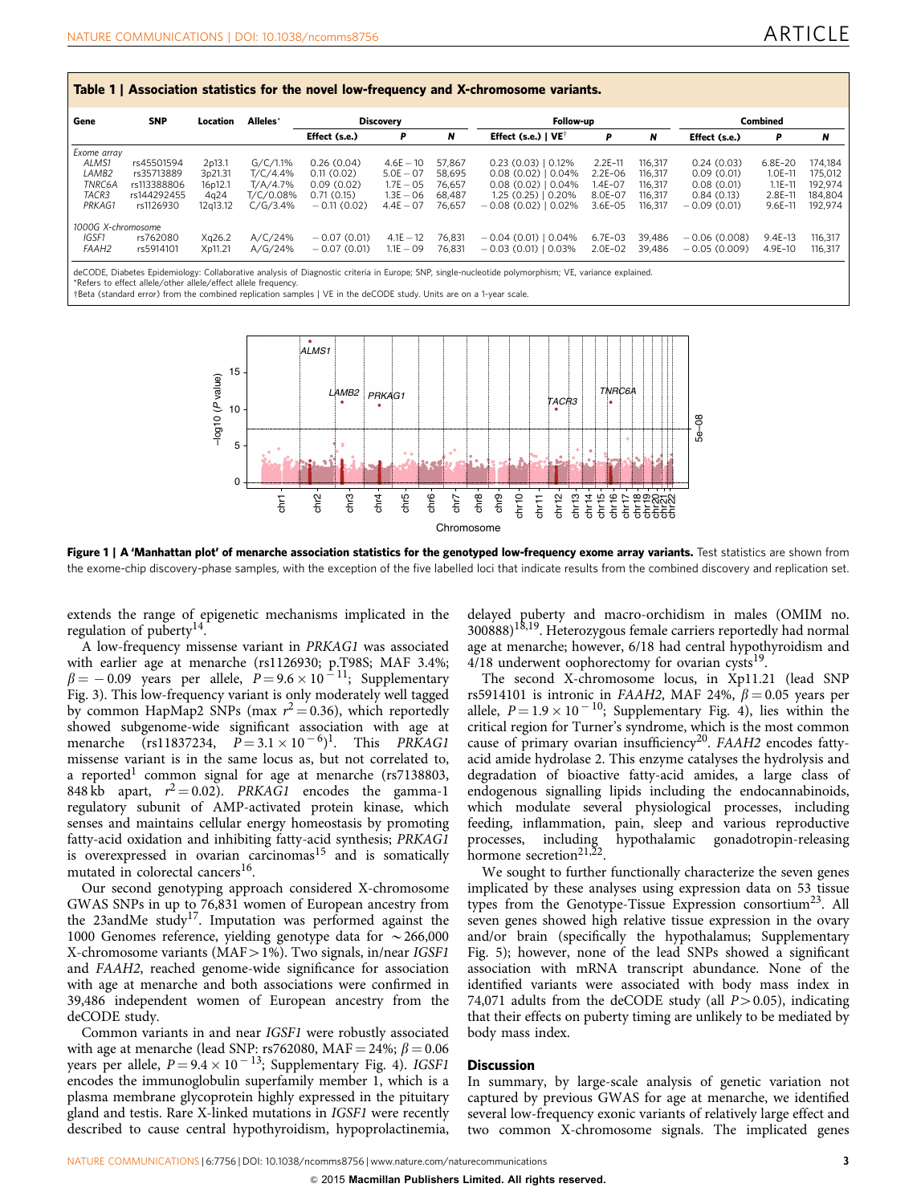**Table 1 | Association statistics for the novel low-frequency and X-chromosome variants.**

| Gene | SNP | Location | Alleles* | Discovery | | | Follow-up | | | Combined | | |
|---|---|---|---|---|---|---|---|---|---|---|---|---|
| | | | | Effect (s.e.) | P | N | Effect (s.e.) \| VE† | P | N | Effect (s.e.) | P | N |
| *Exome array* | | | | | | | | | | | | |
| *ALMS1* | rs45501594 | 2p13.1 | G/C/1.1% | 0.26 (0.04) | 4.6E−10 | 57,867 | 0.23 (0.03) \| 0.12% | 2.2E-11 | 116,317 | 0.24 (0.03) | 6.8E-20 | 174,184 |
| *LAMB2* | rs35713889 | 3p21.31 | T/C/4.4% | 0.11 (0.02) | 5.0E−07 | 58,695 | 0.08 (0.02) \| 0.04% | 2.2E-06 | 116,317 | 0.09 (0.01) | 1.0E-11 | 175,012 |
| *TNRC6A* | rs113388806 | 16p12.1 | T/A/4.7% | 0.09 (0.02) | 1.7E−05 | 76,657 | 0.08 (0.02) \| 0.04% | 1.4E-07 | 116,317 | 0.08 (0.01) | 1.1E-11 | 192,974 |
| *TACR3* | rs144292455 | 4q24 | T/C/0.08% | 0.71 (0.15) | 1.3E−06 | 68,487 | 1.25 (0.25) \| 0.20% | 8.0E-07 | 116,317 | 0.84 (0.13) | 2.8E-11 | 184,804 |
| *PRKAG1* | rs1126930 | 12q13.12 | C/G/3.4% | −0.11 (0.02) | 4.4E−07 | 76,657 | −0.08 (0.02) \| 0.02% | 3.6E-05 | 116,317 | −0.09 (0.01) | 9.6E-11 | 192,974 |
| *1000G X-chromosome* | | | | | | | | | | | | |
| *IGSF1* | rs762080 | Xq26.2 | A/C/24% | −0.07 (0.01) | 4.1E−12 | 76,831 | −0.04 (0.01) \| 0.04% | 6.7E-03 | 39,486 | −0.06 (0.008) | 9.4E-13 | 116,317 |
| *FAAH2* | rs5914101 | Xp11.21 | A/G/24% | −0.07 (0.01) | 1.1E−09 | 76,831 | −0.03 (0.01) \| 0.03% | 2.0E-02 | 39,486 | −0.05 (0.009) | 4.9E-10 | 116,317 |

deCODE, Diabetes Epidemiology: Collaborative analysis of Diagnostic criteria in Europe; SNP, single-nucleotide polymorphism; VE, variance explained.
*Refers to effect allele/other allele/effect allele frequency.
†Beta (standard error) from the combined replication samples | VE in the deCODE study. Units are on a 1-year scale.

**Figure 1 | A 'Manhattan plot' of menarche association statistics for the genotyped low-frequency exome array variants.** Test statistics are shown from the exome-chip discovery-phase samples, with the exception of the five labelled loci that indicate results from the combined discovery and replication set.

extends the range of epigenetic mechanisms implicated in the regulation of puberty[14].

A low-frequency missense variant in *PRKAG1* was associated with earlier age at menarche (rs1126930; p.T98S; MAF 3.4%; $\beta = -0.09$ years per allele, $P = 9.6 \times 10^{-11}$; Supplementary Fig. 3). This low-frequency variant is only moderately well tagged by common HapMap2 SNPs (max $r^2 = 0.36$), which reportedly showed subgenome-wide significant association with age at menarche (rs11837234, $P = 3.1 \times 10^{-6}$)[1]. This *PRKAG1* missense variant is in the same locus as, but not correlated to, a reported[1] common signal for age at menarche (rs7138803, 848 kb apart, $r^2 = 0.02$). *PRKAG1* encodes the gamma-1 regulatory subunit of AMP-activated protein kinase, which senses and maintains cellular energy homeostasis by promoting fatty-acid oxidation and inhibiting fatty-acid synthesis; *PRKAG1* is overexpressed in ovarian carcinomas[15] and is somatically mutated in colorectal cancers[16].

Our second genotyping approach considered X-chromosome GWAS SNPs in up to 76,831 women of European ancestry from the 23andMe study[17]. Imputation was performed against the 1000 Genomes reference, yielding genotype data for ~266,000 X-chromosome variants (MAF > 1%). Two signals, in/near *IGSF1* and *FAAH2*, reached genome-wide significance for association with age at menarche and both associations were confirmed in 39,486 independent women of European ancestry from the deCODE study.

Common variants in and near *IGSF1* were robustly associated with age at menarche (lead SNP: rs762080, MAF = 24%; $\beta = 0.06$ years per allele, $P = 9.4 \times 10^{-13}$; Supplementary Fig. 4). *IGSF1* encodes the immunoglobulin superfamily member 1, which is a plasma membrane glycoprotein highly expressed in the pituitary gland and testis. Rare X-linked mutations in *IGSF1* were recently described to cause central hypothyroidism, hypoprolactinemia, delayed puberty and macro-orchidism in males (OMIM no. 300888)[18,19]. Heterozygous female carriers reportedly had normal age at menarche; however, 6/18 had central hypothyroidism and 4/18 underwent oophorectomy for ovarian cysts[19].

The second X-chromosome locus, in Xp11.21 (lead SNP rs5914101 is intronic in *FAAH2*, MAF 24%, $\beta = 0.05$ years per allele, $P = 1.9 \times 10^{-10}$; Supplementary Fig. 4), lies within the critical region for Turner's syndrome, which is the most common cause of primary ovarian insufficiency[20]. *FAAH2* encodes fatty-acid amide hydrolase 2. This enzyme catalyses the hydrolysis and degradation of bioactive fatty-acid amides, a large class of endogenous signalling lipids including the endocannabinoids, which modulate several physiological processes, including feeding, inflammation, pain, sleep and various reproductive processes, including hypothalamic gonadotropin-releasing hormone secretion[21,22].

We sought to further functionally characterize the seven genes implicated by these analyses using expression data on 53 tissue types from the Genotype-Tissue Expression consortium[23]. All seven genes showed high relative tissue expression in the ovary and/or brain (specifically the hypothalamus; Supplementary Fig. 5); however, none of the lead SNPs showed a significant association with mRNA transcript abundance. None of the identified variants were associated with body mass index in 74,071 adults from the deCODE study (all $P > 0.05$), indicating that their effects on puberty timing are unlikely to be mediated by body mass index.

## Discussion

In summary, by large-scale analysis of genetic variation not captured by previous GWAS for age at menarche, we identified several low-frequency exonic variants of relatively large effect and two common X-chromosome signals. The implicated genes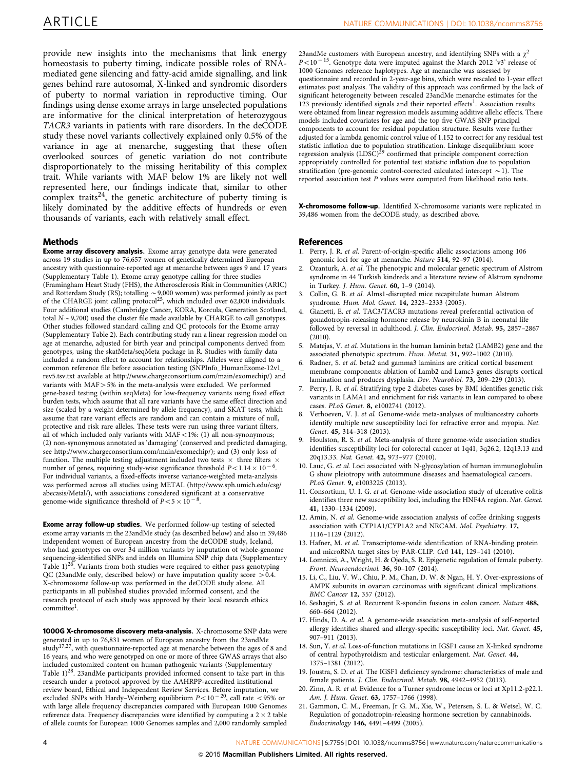provide new insights into the mechanisms that link energy homeostasis to puberty timing, indicate possible roles of RNA-mediated gene silencing and fatty-acid amide signalling, and link genes behind rare autosomal, X-linked and syndromic disorders of puberty to normal variation in reproductive timing. Our findings using dense exome arrays in large unselected populations are informative for the clinical interpretation of heterozygous *TACR3* variants in patients with rare disorders. In the deCODE study these novel variants collectively explained only 0.5% of the variance in age at menarche, suggesting that these often overlooked sources of genetic variation do not contribute disproportionately to the missing heritability of this complex trait. While variants with MAF below 1% are likely not well represented here, our findings indicate that, similar to other complex traits[24], the genetic architecture of puberty timing is likely dominated by the additive effects of hundreds or even thousands of variants, each with relatively small effect.

## Methods

**Exome array discovery analysis.** Exome array genotype data were generated across 19 studies in up to 76,657 women of genetically determined European ancestry with questionnaire-reported age at menarche between ages 9 and 17 years (Supplementary Table 1). Exome array genotype calling for three studies (Framingham Heart Study (FHS), the Atherosclerosis Risk in Communities (ARIC) and Rotterdam Study (RS); totalling ~9,000 women) was performed jointly as part of the CHARGE joint calling protocol[25], which included over 62,000 individuals. Four additional studies (Cambridge Cancer, KORA, Korcula, Generation Scotland, total $N$~9,700) used the cluster file made available by CHARGE to call genotypes. Other studies followed standard calling and QC protocols for the Exome array (Supplementary Table 2). Each contributing study ran a linear regression model on age at menarche, adjusted for birth year and principal components derived from genotypes, using the skatMeta/seqMeta package in R. Studies with family data included a random effect to account for relationships. Alleles were aligned to a common reference file before association testing (SNPInfo_HumanExome-12v1_rev5.tsv.txt available at http://www.chargeconsortium.com/main/exomechip/) and variants with MAF > 5% in the meta-analysis were excluded. We performed gene-based testing (within seqMeta) for low-frequency variants using fixed effect burden tests, which assume that all rare variants have the same effect direction and size (scaled by a weight determined by allele frequency), and SKAT tests, which assume that rare variant effects are random and can contain a mixture of null, protective and risk rare alleles. These tests were run using three variant filters, all of which included only variants with MAF < 1%: (1) all non-synonymous; (2) non-synonymous annotated as 'damaging' (conserved and predicted damaging, see http://www.chargeconsortium.com/main/exomechip/); and (3) only loss of function. The multiple testing adjustment included two tests × three filters × number of genes, requiring study-wise significance threshold $P < 1.14 \times 10^{-6}$. For individual variants, a fixed-effects inverse variance-weighted meta-analysis was performed across all studies using METAL (http://www.sph.umich.edu/csg/abecasis/Metal/), with associations considered significant at a conservative genome-wide significance threshold of $P < 5 \times 10^{-8}$.

**Exome array follow-up studies.** We performed follow-up testing of selected exome array variants in the 23andMe study (as described below) and also in 39,486 independent women of European ancestry from the deCODE study, Iceland, who had genotypes on over 34 million variants by imputation of whole-genome sequencing-identified SNPs and indels on Illumina SNP chip data (Supplementary Table 1)[26]. Variants from both studies were required to either pass genotyping QC (23andMe only, described below) or have imputation quality score > 0.4. X-chromosome follow-up was performed in the deCODE study alone. All participants in all published studies provided informed consent, and the research protocol of each study was approved by their local research ethics committee[1].

**1000G X-chromosome discovery meta-analysis.** X-chromosome SNP data were generated in up to 76,831 women of European ancestry from the 23andMe study[17,27], with questionnaire-reported age at menarche between the ages of 8 and 16 years, and who were genotyped on one or more of three GWAS arrays that also included customized content on human pathogenic variants (Supplementary Table 1)[28]. 23andMe participants provided informed consent to take part in this research under a protocol approved by the AAHRPP-accredited institutional review board, Ethical and Independent Review Services. Before imputation, we excluded SNPs with Hardy–Weinberg equilibrium $P < 10^{-20}$, call rate < 95% or with large allele frequency discrepancies compared with European 1000 Genomes reference data. Frequency discrepancies were identified by computing a 2 × 2 table of allele counts for European 1000 Genomes samples and 2,000 randomly sampled 23andMe customers with European ancestry, and identifying SNPs with a $\chi^2$ $P < 10^{-15}$. Genotype data were imputed against the March 2012 'v3' release of 1000 Genomes reference haplotypes. Age at menarche was assessed by questionnaire and recorded in 2-year-age bins, which were rescaled to 1-year effect estimates post analysis. The validity of this approach was confirmed by the lack of significant heterogeneity between rescaled 23andMe menarche estimates for the 123 previously identified signals and their reported effects[1]. Association results were obtained from linear regression models assuming additive allelic effects. These models included covariates for age and the top five GWAS SNP principal components to account for residual population structure. Results were further adjusted for a lambda genomic control value of 1.152 to correct for any residual test statistic inflation due to population stratification. Linkage disequilibrium score regression analysis (LDSC)[29] confirmed that principle component correction appropriately controlled for potential test statistic inflation due to population stratification (pre-genomic control-corrected calculated intercept ~1). The reported association test $P$ values were computed from likelihood ratio tests.

**X-chromosome follow-up.** Identified X-chromosome variants were replicated in 39,486 women from the deCODE study, as described above.

## References

1. Perry, J. R. *et al.* Parent-of-origin-specific allelic associations among 106 genomic loci for age at menarche. *Nature* **514,** 92–97 (2014).
2. Ozanturk, A. *et al.* The phenotypic and molecular genetic spectrum of Alstrom syndrome in 44 Turkish kindreds and a literature review of Alstrom syndrome in Turkey. *J. Hum. Genet.* **60,** 1–9 (2014).
3. Collin, G. B. *et al.* Alms1-disrupted mice recapitulate human Alstrom syndrome. *Hum. Mol. Genet.* **14,** 2323–2333 (2005).
4. Gianetti, E. *et al.* TAC3/TACR3 mutations reveal preferential activation of gonadotropin-releasing hormone release by neurokinin B in neonatal life followed by reversal in adulthood. *J. Clin. Endocrinol. Metab.* **95,** 2857–2867 (2010).
5. Matejas, V. *et al.* Mutations in the human laminin beta2 (LAMB2) gene and the associated phenotypic spectrum. *Hum. Mutat.* **31,** 992–1002 (2010).
6. Radner, S. *et al.* beta2 and gamma3 laminins are critical cortical basement membrane components: ablation of Lamb2 and Lamc3 genes disrupts cortical lamination and produces dysplasia. *Dev. Neurobiol.* **73,** 209–229 (2013).
7. Perry, J. R. *et al.* Stratifying type 2 diabetes cases by BMI identifies genetic risk variants in LAMA1 and enrichment for risk variants in lean compared to obese cases. *PLoS Genet.* **8,** e1002741 (2012).
8. Verhoeven, V. J. *et al.* Genome-wide meta-analyses of multiancestry cohorts identify multiple new susceptibility loci for refractive error and myopia. *Nat. Genet.* **45,** 314–318 (2013).
9. Houlston, R. S. *et al.* Meta-analysis of three genome-wide association studies identifies susceptibility loci for colorectal cancer at 1q41, 3q26.2, 12q13.13 and 20q13.33. *Nat. Genet.* **42,** 973–977 (2010).
10. Lauc, G. *et al.* Loci associated with N-glycosylation of human immunoglobulin G show pleiotropy with autoimmune diseases and haematological cancers. *PLoS Genet.* **9,** e1003225 (2013).
11. Consortium, U. I. G. *et al.* Genome-wide association study of ulcerative colitis identifies three new susceptibility loci, including the HNF4A region. *Nat. Genet.* **41,** 1330–1334 (2009).
12. Amin, N. *et al.* Genome-wide association analysis of coffee drinking suggests association with CYP1A1/CYP1A2 and NRCAM. *Mol. Psychiatry.* **17,** 1116–1129 (2012).
13. Hafner, M. *et al.* Transcriptome-wide identification of RNA-binding protein and microRNA target sites by PAR-CLIP. *Cell* **141,** 129–141 (2010).
14. Lomniczi, A., Wright, H. & Ojeda, S. R. Epigenetic regulation of female puberty. *Front. Neuroendocrinol.* **36,** 90–107 (2014).
15. Li, C., Liu, V. W., Chiu, P. M., Chan, D. W. & Ngan, H. Y. Over-expressions of AMPK subunits in ovarian carcinomas with significant clinical implications. *BMC Cancer* **12,** 357 (2012).
16. Seshagiri, S. *et al.* Recurrent R-spondin fusions in colon cancer. *Nature* **488,** 660–664 (2012).
17. Hinds, D. A. *et al.* A genome-wide association meta-analysis of self-reported allergy identifies shared and allergy-specific susceptibility loci. *Nat. Genet.* **45,** 907–911 (2013).
18. Sun, Y. *et al.* Loss-of-function mutations in IGSF1 cause an X-linked syndrome of central hypothyroidism and testicular enlargement. *Nat. Genet.* **44,** 1375–1381 (2012).
19. Joustra, S. D. *et al.* The IGSF1 deficiency syndrome: characteristics of male and female patients. *J. Clin. Endocrinol. Metab.* **98,** 4942–4952 (2013).
20. Zinn, A. R. *et al.* Evidence for a Turner syndrome locus or loci at Xp11.2-p22.1. *Am. J. Hum. Genet.* **63,** 1757–1766 (1998).
21. Gammon, C. M., Freeman, Jr G. M., Xie, W., Petersen, S. L. & Wetsel, W. C. Regulation of gonadotropin-releasing hormone secretion by cannabinoids. *Endocrinology* **146,** 4491–4499 (2005).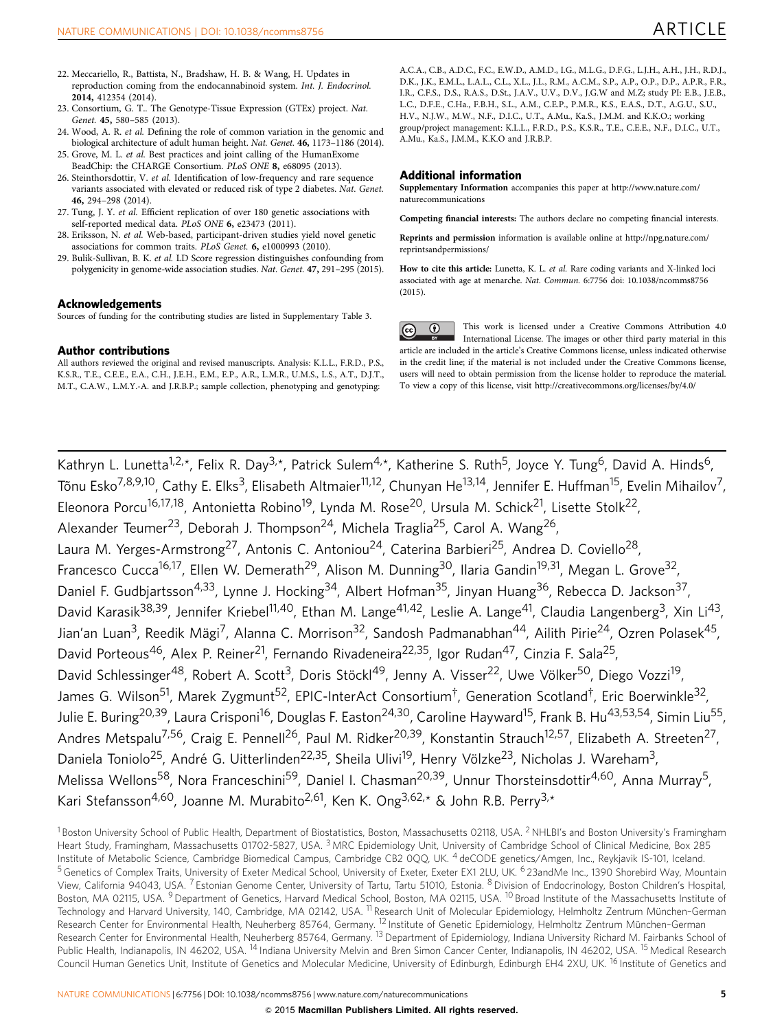22. Meccariello, R., Battista, N., Bradshaw, H. B. & Wang, H. Updates in reproduction coming from the endocannabinoid system. *Int. J. Endocrinol.* **2014,** 412354 (2014).
23. Consortium, G. T.. The Genotype-Tissue Expression (GTEx) project. *Nat. Genet.* **45,** 580–585 (2013).
24. Wood, A. R. *et al.* Defining the role of common variation in the genomic and biological architecture of adult human height. *Nat. Genet.* **46,** 1173–1186 (2014).
25. Grove, M. L. *et al.* Best practices and joint calling of the HumanExome BeadChip: the CHARGE Consortium. *PLoS ONE* **8,** e68095 (2013).
26. Steinthorsdottir, V. *et al.* Identification of low-frequency and rare sequence variants associated with elevated or reduced risk of type 2 diabetes. *Nat. Genet.* **46,** 294–298 (2014).
27. Tung, J. Y. *et al.* Efficient replication of over 180 genetic associations with self-reported medical data. *PLoS ONE* **6,** e23473 (2011).
28. Eriksson, N. *et al.* Web-based, participant-driven studies yield novel genetic associations for common traits. *PLoS Genet.* **6,** e1000993 (2010).
29. Bulik-Sullivan, B. K. *et al.* LD Score regression distinguishes confounding from polygenicity in genome-wide association studies. *Nat. Genet.* **47,** 291–295 (2015).

## Acknowledgements

Sources of funding for the contributing studies are listed in Supplementary Table 3.

## Author contributions

All authors reviewed the original and revised manuscripts. Analysis: K.L.L., F.R.D., P.S., K.S.R., T.E., C.E.E., E.A., C.H., J.E.H., E.M., E.P., A.R., L.M.R., U.M.S., L.S., A.T., D.J.T., M.T., C.A.W., L.M.Y.-A. and J.R.B.P.; sample collection, phenotyping and genotyping: A.C.A., C.B., A.D.C., F.C., E.W.D., A.M.D., I.G., M.L.G., D.F.G., L.J.H., A.H., J.H., R.D.J., D.K., J.K., E.M.L., L.A.L., C.L., X.L., J.L., R.M., A.C.M., S.P., A.P., O.P., D.P., A.P.R., F.R., I.R., C.F.S., D.S., R.A.S., D.St., J.A.V., U.V., D.V., J.G.W and M.Z; study PI: E.B., J.E.B., L.C., D.F.E., C.Ha., F.B.H., S.L., A.M., C.E.P., P.M.R., K.S., E.A.S., D.T., A.G.U., S.U., H.V., N.J.W., M.W., N.F., D.I.C., U.T., A.Mu., Ka.S., J.M.M. and K.K.O.; working group/project management: K.L.L., F.R.D., P.S., K.S.R., T.E., C.E.E., N.F., D.I.C., U.T., A.Mu., Ka.S., J.M.M., K.K.O and J.R.B.P.

## Additional information

**Supplementary Information** accompanies this paper at http://www.nature.com/naturecommunications

**Competing financial interests:** The authors declare no competing financial interests.

**Reprints and permission** information is available online at http://npg.nature.com/reprintsandpermissions/

**How to cite this article:** Lunetta, K. L. *et al.* Rare coding variants and X-linked loci associated with age at menarche. *Nat. Commun.* 6:7756 doi: 10.1038/ncomms8756 (2015).

This work is licensed under a Creative Commons Attribution 4.0 International License. The images or other third party material in this article are included in the article's Creative Commons license, unless indicated otherwise in the credit line; if the material is not included under the Creative Commons license, users will need to obtain permission from the license holder to reproduce the material. To view a copy of this license, visit http://creativecommons.org/licenses/by/4.0/

---

Kathryn L. Lunetta[1,2,*], Felix R. Day[3,*], Patrick Sulem[4,*], Katherine S. Ruth[5], Joyce Y. Tung[6], David A. Hinds[6], Tõnu Esko[7,8,9,10], Cathy E. Elks[3], Elisabeth Altmaier[11,12], Chunyan He[13,14], Jennifer E. Huffman[15], Evelin Mihailov[7], Eleonora Porcu[16,17,18], Antonietta Robino[19], Lynda M. Rose[20], Ursula M. Schick[21], Lisette Stolk[22], Alexander Teumer[23], Deborah J. Thompson[24], Michela Traglia[25], Carol A. Wang[26], Laura M. Yerges-Armstrong[27], Antonis C. Antoniou[24], Caterina Barbieri[25], Andrea D. Coviello[28], Francesco Cucca[16,17], Ellen W. Demerath[29], Alison M. Dunning[30], Ilaria Gandin[19,31], Megan L. Grove[32], Daniel F. Gudbjartsson[4,33], Lynne J. Hocking[34], Albert Hofman[35], Jinyan Huang[36], Rebecca D. Jackson[37], David Karasik[38,39], Jennifer Kriebel[11,40], Ethan M. Lange[41,42], Leslie A. Lange[41], Claudia Langenberg[3], Xin Li[43], Jian'an Luan[3], Reedik Mägi[7], Alanna C. Morrison[32], Sandosh Padmanabhan[44], Ailith Pirie[24], Ozren Polasek[45], David Porteous[46], Alex P. Reiner[21], Fernando Rivadeneira[22,35], Igor Rudan[47], Cinzia F. Sala[25], David Schlessinger[48], Robert A. Scott[3], Doris Stöckl[49], Jenny A. Visser[22], Uwe Völker[50], Diego Vozzi[19], James G. Wilson[51], Marek Zygmunt[52], EPIC-InterAct Consortium[†], Generation Scotland[†], Eric Boerwinkle[32], Julie E. Buring[20,39], Laura Crisponi[16], Douglas F. Easton[24,30], Caroline Hayward[15], Frank B. Hu[43,53,54], Simin Liu[55], Andres Metspalu[7,56], Craig E. Pennell[26], Paul M. Ridker[20,39], Konstantin Strauch[12,57], Elizabeth A. Streeten[27], Daniela Toniolo[25], André G. Uitterlinden[22,35], Sheila Ulivi[19], Henry Völzke[23], Nicholas J. Wareham[3], Melissa Wellons[58], Nora Franceschini[59], Daniel I. Chasman[20,39], Unnur Thorsteinsdottir[4,60], Anna Murray[5], Kari Stefansson[4,60], Joanne M. Murabito[2,61], Ken K. Ong[3,62,*] & John R.B. Perry[3,*]

[1] Boston University School of Public Health, Department of Biostatistics, Boston, Massachusetts 02118, USA. [2] NHLBI's and Boston University's Framingham Heart Study, Framingham, Massachusetts 01702-5827, USA. [3] MRC Epidemiology Unit, University of Cambridge School of Clinical Medicine, Box 285 Institute of Metabolic Science, Cambridge Biomedical Campus, Cambridge CB2 0QQ, UK. [4] deCODE genetics/Amgen, Inc., Reykjavik IS-101, Iceland. [5] Genetics of Complex Traits, University of Exeter Medical School, University of Exeter, Exeter EX1 2LU, UK. [6] 23andMe Inc., 1390 Shorebird Way, Mountain View, California 94043, USA. [7] Estonian Genome Center, University of Tartu, Tartu 51010, Estonia. [8] Division of Endocrinology, Boston Children's Hospital, Boston, MA 02115, USA. [9] Department of Genetics, Harvard Medical School, Boston, MA 02115, USA. [10] Broad Institute of the Massachusetts Institute of Technology and Harvard University, 140, Cambridge, MA 02142, USA. [11] Research Unit of Molecular Epidemiology, Helmholtz Zentrum München-German Research Center for Environmental Health, Neuherberg 85764, Germany. [12] Institute of Genetic Epidemiology, Helmholtz Zentrum München-German Research Center for Environmental Health, Neuherberg 85764, Germany. [13] Department of Epidemiology, Indiana University Richard M. Fairbanks School of Public Health, Indianapolis, IN 46202, USA. [14] Indiana University Melvin and Bren Simon Cancer Center, Indianapolis, IN 46202, USA. [15] Medical Research Council Human Genetics Unit, Institute of Genetics and Molecular Medicine, University of Edinburgh, Edinburgh EH4 2XU, UK. [16] Institute of Genetics and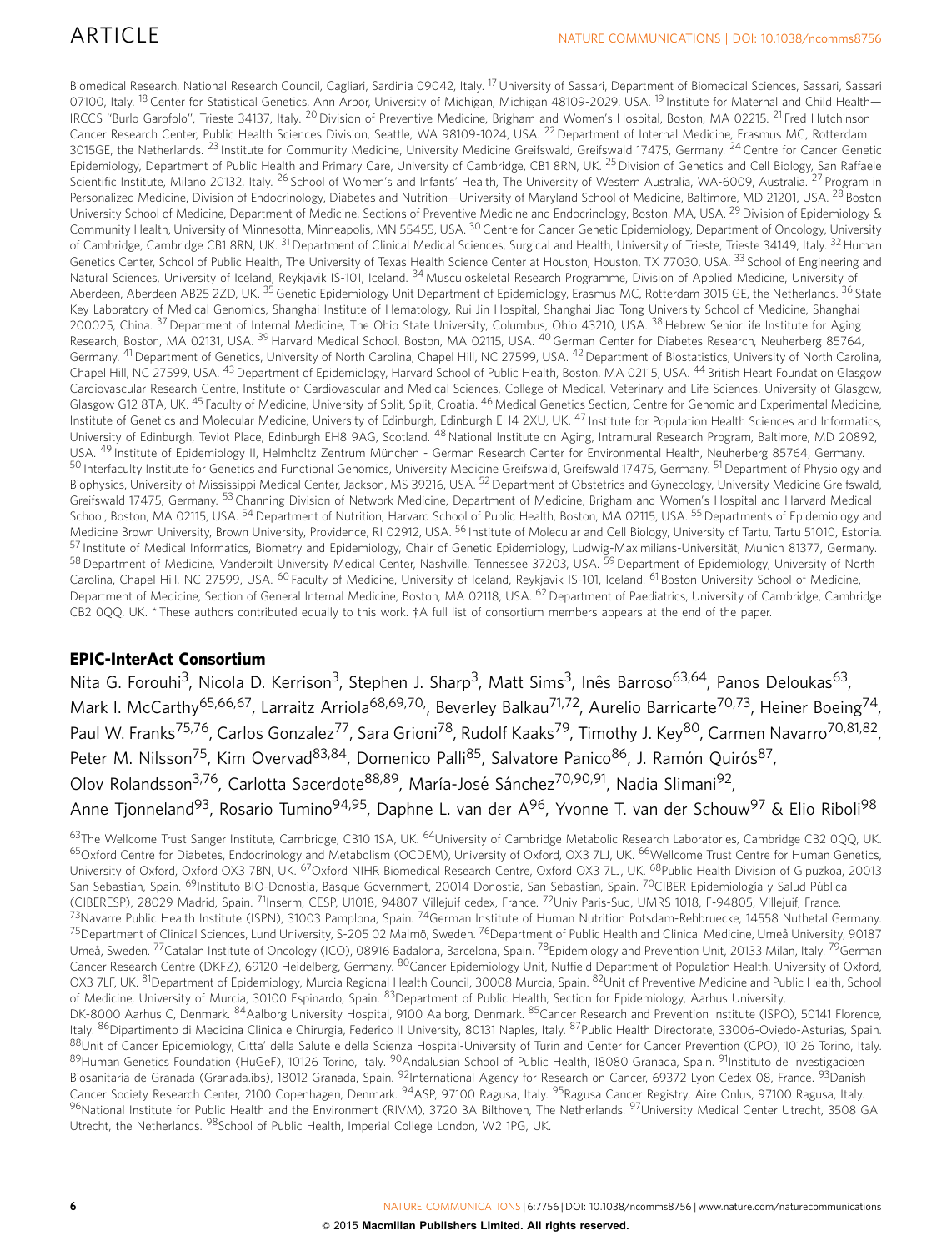Biomedical Research, National Research Council, Cagliari, Sardinia 09042, Italy. [17] University of Sassari, Department of Biomedical Sciences, Sassari, Sassari 07100, Italy. [18] Center for Statistical Genetics, Ann Arbor, University of Michigan, Michigan 48109-2029, USA. [19] Institute for Maternal and Child Health—IRCCS "Burlo Garofolo", Trieste 34137, Italy. [20] Division of Preventive Medicine, Brigham and Women's Hospital, Boston, MA 02215. [21] Fred Hutchinson Cancer Research Center, Public Health Sciences Division, Seattle, WA 98109-1024, USA. [22] Department of Internal Medicine, Erasmus MC, Rotterdam 3015GE, the Netherlands. [23] Institute for Community Medicine, University Medicine Greifswald, Greifswald 17475, Germany. [24] Centre for Cancer Genetic Epidemiology, Department of Public Health and Primary Care, University of Cambridge, CB1 8RN, UK. [25] Division of Genetics and Cell Biology, San Raffaele Scientific Institute, Milano 20132, Italy. [26] School of Women's and Infants' Health, The University of Western Australia, WA-6009, Australia. [27] Program in Personalized Medicine, Division of Endocrinology, Diabetes and Nutrition—University of Maryland School of Medicine, Baltimore, MD 21201, USA. [28] Boston University School of Medicine, Department of Medicine, Sections of Preventive Medicine and Endocrinology, Boston, MA, USA. [29] Division of Epidemiology & Community Health, University of Minnesotta, Minneapolis, MN 55455, USA. [30] Centre for Cancer Genetic Epidemiology, Department of Oncology, University of Cambridge, Cambridge CB1 8RN, UK. [31] Department of Clinical Medical Sciences, Surgical and Health, University of Trieste, Trieste 34149, Italy. [32] Human Genetics Center, School of Public Health, The University of Texas Health Science Center at Houston, Houston, TX 77030, USA. [33] School of Engineering and Natural Sciences, University of Iceland, Reykjavik IS-101, Iceland. [34] Musculoskeletal Research Programme, Division of Applied Medicine, University of Aberdeen, Aberdeen AB25 2ZD, UK. [35] Genetic Epidemiology Unit Department of Epidemiology, Erasmus MC, Rotterdam 3015 GE, the Netherlands. [36] State Key Laboratory of Medical Genomics, Shanghai Institute of Hematology, Rui Jin Hospital, Shanghai Jiao Tong University School of Medicine, Shanghai 200025, China. [37] Department of Internal Medicine, The Ohio State University, Columbus, Ohio 43210, USA. [38] Hebrew SeniorLife Institute for Aging Research, Boston, MA 02131, USA. [39] Harvard Medical School, Boston, MA 02115, USA. [40] German Center for Diabetes Research, Neuherberg 85764, Germany. [41] Department of Genetics, University of North Carolina, Chapel Hill, NC 27599, USA. [42] Department of Biostatistics, University of North Carolina, Chapel Hill, NC 27599, USA. [43] Department of Epidemiology, Harvard School of Public Health, Boston, MA 02115, USA. [44] British Heart Foundation Glasgow Cardiovascular Research Centre, Institute of Cardiovascular and Medical Sciences, College of Medical, Veterinary and Life Sciences, University of Glasgow, Glasgow G12 8TA, UK. [45] Faculty of Medicine, University of Split, Split, Croatia. [46] Medical Genetics Section, Centre for Genomic and Experimental Medicine, Institute of Genetics and Molecular Medicine, University of Edinburgh, Edinburgh EH4 2XU, UK. [47] Institute for Population Health Sciences and Informatics, University of Edinburgh, Teviot Place, Edinburgh EH8 9AG, Scotland. [48] National Institute on Aging, Intramural Research Program, Baltimore, MD 20892, USA. [49] Institute of Epidemiology II, Helmholtz Zentrum München - German Research Center for Environmental Health, Neuherberg 85764, Germany. [50] Interfaculty Institute for Genetics and Functional Genomics, University Medicine Greifswald, Greifswald 17475, Germany. [51] Department of Physiology and Biophysics, University of Mississippi Medical Center, Jackson, MS 39216, USA. [52] Department of Obstetrics and Gynecology, University Medicine Greifswald, Greifswald 17475, Germany. [53] Channing Division of Network Medicine, Department of Medicine, Brigham and Women's Hospital and Harvard Medical School, Boston, MA 02115, USA. [54] Department of Nutrition, Harvard School of Public Health, Boston, MA 02115, USA. [55] Departments of Epidemiology and Medicine Brown University, Brown University, Providence, RI 02912, USA. [56] Institute of Molecular and Cell Biology, University of Tartu, Tartu 51010, Estonia. [57] Institute of Medical Informatics, Biometry and Epidemiology, Chair of Genetic Epidemiology, Ludwig-Maximilians-Universität, Munich 81377, Germany. [58] Department of Medicine, Vanderbilt University Medical Center, Nashville, Tennessee 37203, USA. [59] Department of Epidemiology, University of North Carolina, Chapel Hill, NC 27599, USA. [60] Faculty of Medicine, University of Iceland, Reykjavik IS-101, Iceland. [61] Boston University School of Medicine, Department of Medicine, Section of General Internal Medicine, Boston, MA 02118, USA. [62] Department of Paediatrics, University of Cambridge, Cambridge CB2 0QQ, UK. * These authors contributed equally to this work. †A full list of consortium members appears at the end of the paper.

## EPIC-InterAct Consortium

Nita G. Forouhi[3], Nicola D. Kerrison[3], Stephen J. Sharp[3], Matt Sims[3], Inês Barroso[63,64], Panos Deloukas[63], Mark I. McCarthy[65,66,67], Larraitz Arriola[68,69,70,], Beverley Balkau[71,72], Aurelio Barricarte[70,73], Heiner Boeing[74], Paul W. Franks[75,76], Carlos Gonzalez[77], Sara Grioni[78], Rudolf Kaaks[79], Timothy J. Key[80], Carmen Navarro[70,81,82], Peter M. Nilsson[75], Kim Overvad[83,84], Domenico Palli[85], Salvatore Panico[86], J. Ramón Quirós[87], Olov Rolandsson[3,76], Carlotta Sacerdote[88,89], María-José Sánchez[70,90,91], Nadia Slimani[92], Anne Tjonneland[93], Rosario Tumino[94,95], Daphne L. van der A[96], Yvonne T. van der Schouw[97] & Elio Riboli[98]

[63]The Wellcome Trust Sanger Institute, Cambridge, CB10 1SA, UK. [64]University of Cambridge Metabolic Research Laboratories, Cambridge CB2 0QQ, UK. [65]Oxford Centre for Diabetes, Endocrinology and Metabolism (OCDEM), University of Oxford, OX3 7LJ, UK. [66]Wellcome Trust Centre for Human Genetics, University of Oxford, Oxford OX3 7BN, UK. [67]Oxford NIHR Biomedical Research Centre, Oxford OX3 7LJ, UK. [68]Public Health Division of Gipuzkoa, 20013 San Sebastian, Spain. [69]Instituto BIO-Donostia, Basque Government, 20014 Donostia, San Sebastian, Spain. [70]CIBER Epidemiología y Salud Pública (CIBERESP), 28029 Madrid, Spain. [71]Inserm, CESP, U1018, 94807 Villejuif cedex, France. [72]Univ Paris-Sud, UMRS 1018, F-94805, Villejuif, France. [73]Navarre Public Health Institute (ISPN), 31003 Pamplona, Spain. [74]German Institute of Human Nutrition Potsdam-Rehbruecke, 14558 Nuthetal Germany. [75]Department of Clinical Sciences, Lund University, S-205 02 Malmö, Sweden. [76]Department of Public Health and Clinical Medicine, Umeå University, 90187 Umeå, Sweden. [77]Catalan Institute of Oncology (ICO), 08916 Badalona, Barcelona, Spain. [78]Epidemiology and Prevention Unit, 20133 Milan, Italy. [79]German Cancer Research Centre (DKFZ), 69120 Heidelberg, Germany. [80]Cancer Epidemiology Unit, Nuffield Department of Population Health, University of Oxford, OX3 7LF, UK. [81]Department of Epidemiology, Murcia Regional Health Council, 30008 Murcia, Spain. [82]Unit of Preventive Medicine and Public Health, School of Medicine, University of Murcia, 30100 Espinardo, Spain. [83]Department of Public Health, Section for Epidemiology, Aarhus University, DK-8000 Aarhus C, Denmark. [84]Aalborg University Hospital, 9100 Aalborg, Denmark. [85]Cancer Research and Prevention Institute (ISPO), 50141 Florence, Italy. [86]Dipartimento di Medicina Clinica e Chirurgia, Federico II University, 80131 Naples, Italy. [87]Public Health Directorate, 33006-Oviedo-Asturias, Spain. [88]Unit of Cancer Epidemiology, Citta' della Salute e della Scienza Hospital-University of Turin and Center for Cancer Prevention (CPO), 10126 Torino, Italy. [89]Human Genetics Foundation (HuGeF), 10126 Torino, Italy. [90]Andalusian School of Public Health, 18080 Granada, Spain. [91]Instituto de Investigaciœn Biosanitaria de Granada (Granada.ibs), 18012 Granada, Spain. [92]International Agency for Research on Cancer, 69372 Lyon Cedex 08, France. [93]Danish Cancer Society Research Center, 2100 Copenhagen, Denmark. [94]ASP, 97100 Ragusa, Italy. [95]Ragusa Cancer Registry, Aire Onlus, 97100 Ragusa, Italy. [96]National Institute for Public Health and the Environment (RIVM), 3720 BA Bilthoven, The Netherlands. [97]University Medical Center Utrecht, 3508 GA Utrecht, the Netherlands. [98]School of Public Health, Imperial College London, W2 1PG, UK.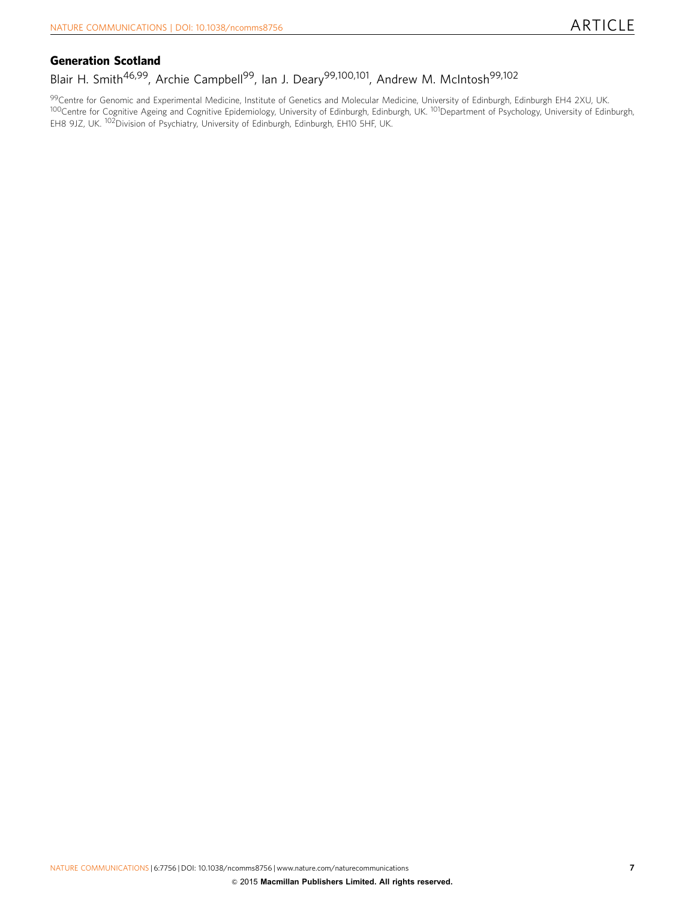### Generation Scotland

Blair H. Smith[46,99], Archie Campbell[99], Ian J. Deary[99,100,101], Andrew M. McIntosh[99,102]

[99]Centre for Genomic and Experimental Medicine, Institute of Genetics and Molecular Medicine, University of Edinburgh, Edinburgh EH4 2XU, UK. [100]Centre for Cognitive Ageing and Cognitive Epidemiology, University of Edinburgh, Edinburgh, UK. [101]Department of Psychology, University of Edinburgh, EH8 9JZ, UK. [102]Division of Psychiatry, University of Edinburgh, Edinburgh, EH10 5HF, UK.